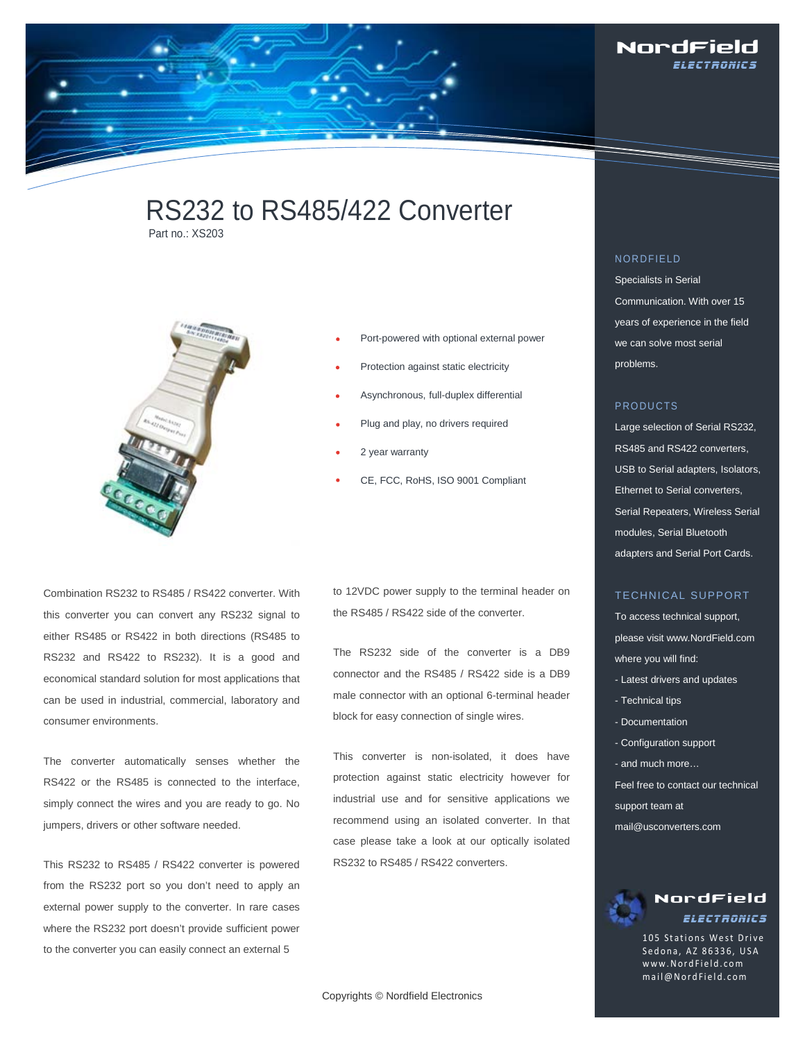# RS232 to RS485/422 Converter

Part no.: XS203

- Port-powered with optional external power
- Protection against static electricity
- Asynchronous, full-duplex differential
- Plug and play, no drivers required
- 2 year warranty
- CE, FCC, RoHS, ISO 9001 Compliant

Combination RS232 to RS485 / RS422 converter. With this converter you can convert any RS232 signal to either RS485 or RS422 in both directions (RS485 to RS232 and RS422 to RS232). It is a good and economical standard solution for most applications that can be used in industrial, commercial, laboratory and consumer environments.

The converter automatically senses whether the RS422 or the RS485 is connected to the interface, simply connect the wires and you are ready to go. No jumpers, drivers or other software needed.

This RS232 to RS485 / RS422 converter is powered from the RS232 port so you don't need to apply an external power supply to the converter. In rare cases where the RS232 port doesn't provide sufficient power to the converter you can easily connect an external 5 to 12VDC power supply to the terminal header on the RS485 / RS422 side of the converter.

The RS232 side of the converter is a DB9 connector and the RS485 / RS422 side is a DB9 male connector with an optional 6-terminal header block for easy connection of single wires.

This converter is non-isolated, it does have protection against static electricity however for industrial use and for sensitive applications we recommend using an isolated converter. In that case please take a look at our optically isolated RS232 to RS485 / RS422 converters.

Copyrights © Nordfield Electronics

## NORDFIELD

Specialists in Serial Communication. With over 15 years of experience in the field we can solve most serial problems.

## PRODUCTS

Large selection of Serial RS232, RS485 and RS422 converters, USB to Serial adapters, Isolators, Ethernet to Serial converters, Serial Repeaters, Wireless Serial modules, Serial Bluetooth adapters and Serial Port Cards.

## TECHNICAL SUPPORT

To access technical support, please visit www.NordField.com where you will find:

- Latest drivers and updates
- Technical tips
- Documentation
- Configuration support
- and much more…

Feel free to contact our technical support team at mail@usconverters.com

NordField Electronics

105 Stations West Drive
Sedona, AZ 86336, USA
www.NordField.com
mail@NordField.com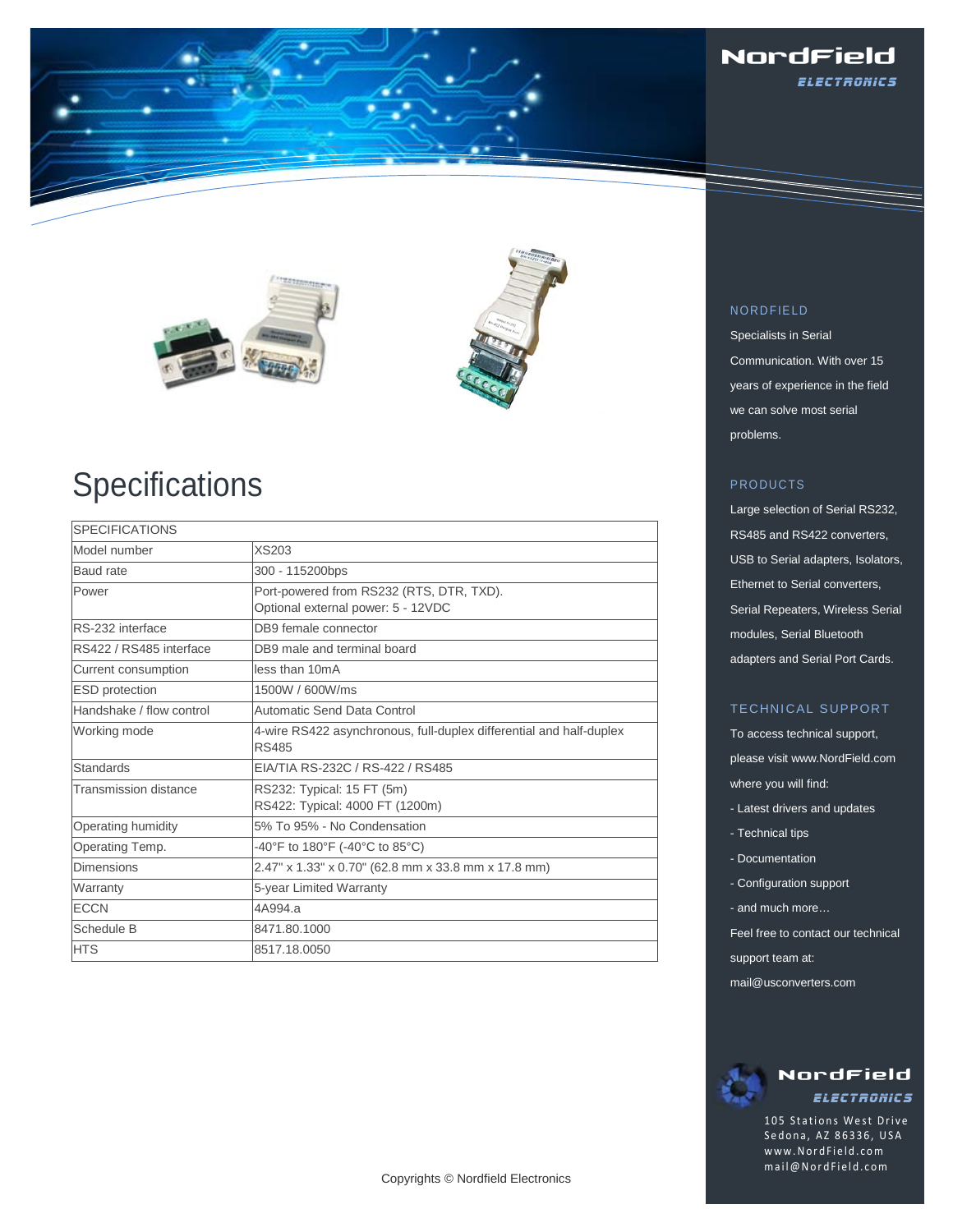# Specifications

| SPECIFICATIONS | |
|---|---|
| Model number | XS203 |
| Baud rate | 300 - 115200bps |
| Power | Port-powered from RS232 (RTS, DTR, TXD).<br>Optional external power: 5 - 12VDC |
| RS-232 interface | DB9 female connector |
| RS422 / RS485 interface | DB9 male and terminal board |
| Current consumption | less than 10mA |
| ESD protection | 1500W / 600W/ms |
| Handshake / flow control | Automatic Send Data Control |
| Working mode | 4-wire RS422 asynchronous, full-duplex differential and half-duplex RS485 |
| Standards | EIA/TIA RS-232C / RS-422 / RS485 |
| Transmission distance | RS232: Typical: 15 FT (5m)<br>RS422: Typical: 4000 FT (1200m) |
| Operating humidity | 5% To 95% - No Condensation |
| Operating Temp. | -40°F to 180°F (-40°C to 85°C) |
| Dimensions | 2.47" x 1.33" x 0.70" (62.8 mm x 33.8 mm x 17.8 mm) |
| Warranty | 5-year Limited Warranty |
| ECCN | 4A994.a |
| Schedule B | 8471.80.1000 |
| HTS | 8517.18.0050 |

Copyrights © Nordfield Electronics

NordField ELECTRONICS

### NORDFIELD

Specialists in Serial Communication. With over 15 years of experience in the field we can solve most serial problems.

### PRODUCTS

Large selection of Serial RS232, RS485 and RS422 converters, USB to Serial adapters, Isolators, Ethernet to Serial converters, Serial Repeaters, Wireless Serial modules, Serial Bluetooth adapters and Serial Port Cards.

### TECHNICAL SUPPORT

To access technical support, please visit www.NordField.com where you will find:

- Latest drivers and updates
- Technical tips
- Documentation
- Configuration support
- and much more…

Feel free to contact our technical support team at: mail@usconverters.com

NordField ELECTRONICS

105 Stations West Drive
Sedona, AZ 86336, USA
www.NordField.com
mail@NordField.com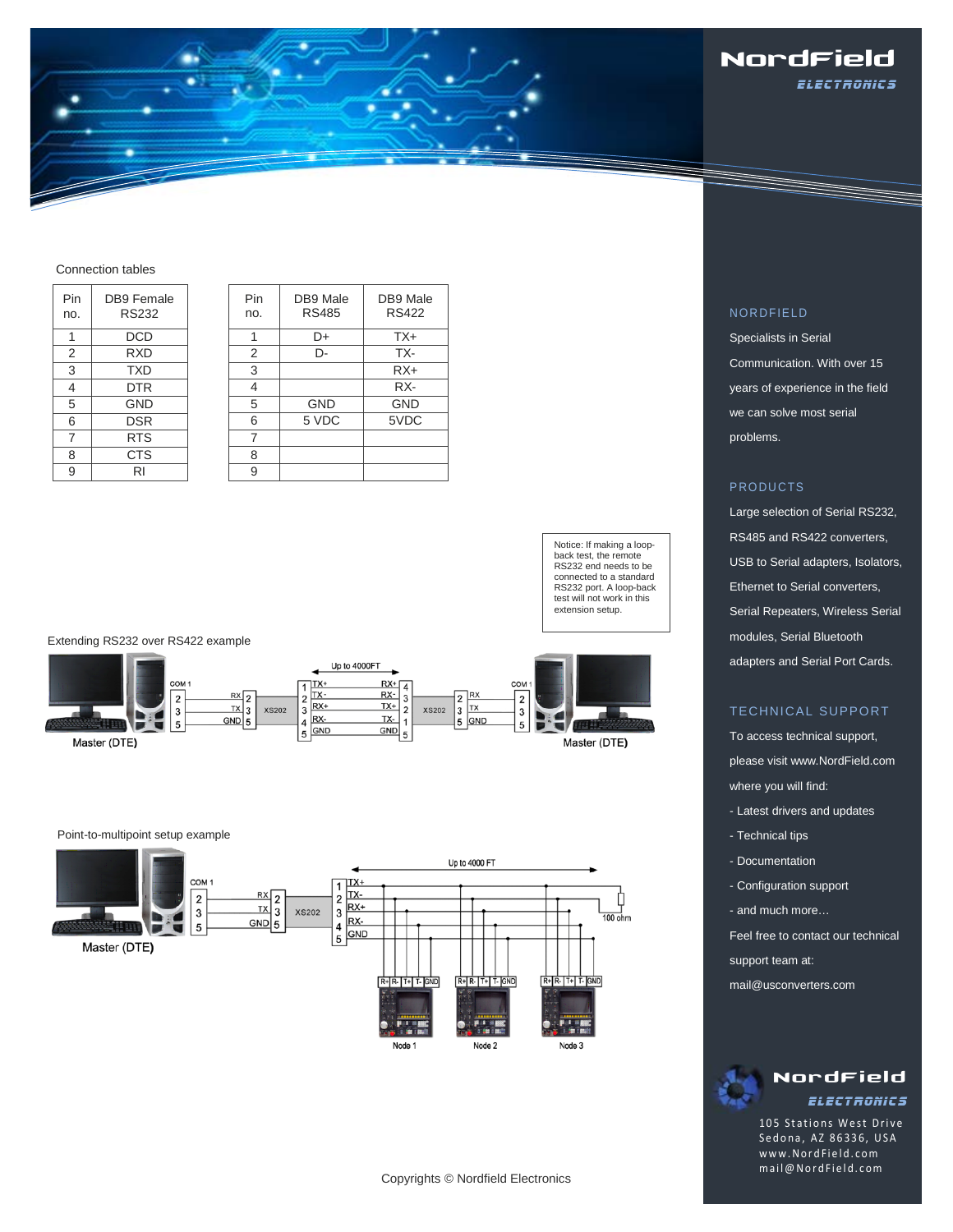Connection tables

| Pin no. | DB9 Female RS232 |
|---|---|
| 1 | DCD |
| 2 | RXD |
| 3 | TXD |
| 4 | DTR |
| 5 | GND |
| 6 | DSR |
| 7 | RTS |
| 8 | CTS |
| 9 | RI |

| Pin no. | DB9 Male RS485 | DB9 Male RS422 |
|---|---|---|
| 1 | D+ | TX+ |
| 2 | D- | TX- |
| 3 | | RX+ |
| 4 | | RX- |
| 5 | GND | GND |
| 6 | 5 VDC | 5VDC |
| 7 | | |
| 8 | | |
| 9 | | |

Notice: If making a loop-back test, the remote RS232 end needs to be connected to a standard RS232 port. A loop-back test will not work in this extension setup.

Extending RS232 over RS422 example

Up to 4000FT

COM 1
2
3
5
RX 2
TX 3
GND 5
XS202
1 TX+
2 TX-
3 RX+
4 RX-
5 GND
RX+ 4
RX- 3
TX+ 2
TX- 1
GND 5
XS202
2 RX
3 TX
5 GND
COM 1
2
3
5

Master (DTE)

Master (DTE)

Point-to-multipoint setup example

Up to 4000 FT

COM 1
2
3
5
RX 2
TX 3
GND 5
XS202
1 TX+
2 TX-
3 RX+
4 RX-
5 GND

100 ohm

R+ R- T+ T- GND

Master (DTE)

Node 1

Node 2

Node 3

Copyrights © Nordfield Electronics

## NORDFIELD

Specialists in Serial Communication. With over 15 years of experience in the field we can solve most serial problems.

## PRODUCTS

Large selection of Serial RS232, RS485 and RS422 converters, USB to Serial adapters, Isolators, Ethernet to Serial converters, Serial Repeaters, Wireless Serial modules, Serial Bluetooth adapters and Serial Port Cards.

## TECHNICAL SUPPORT

To access technical support, please visit www.NordField.com where you will find:

- Latest drivers and updates
- Technical tips
- Documentation
- Configuration support
- and much more…

Feel free to contact our technical support team at:

mail@usconverters.com

NordField Electronics

105 Stations West Drive
Sedona, AZ 86336, USA
www.NordField.com
mail@NordField.com